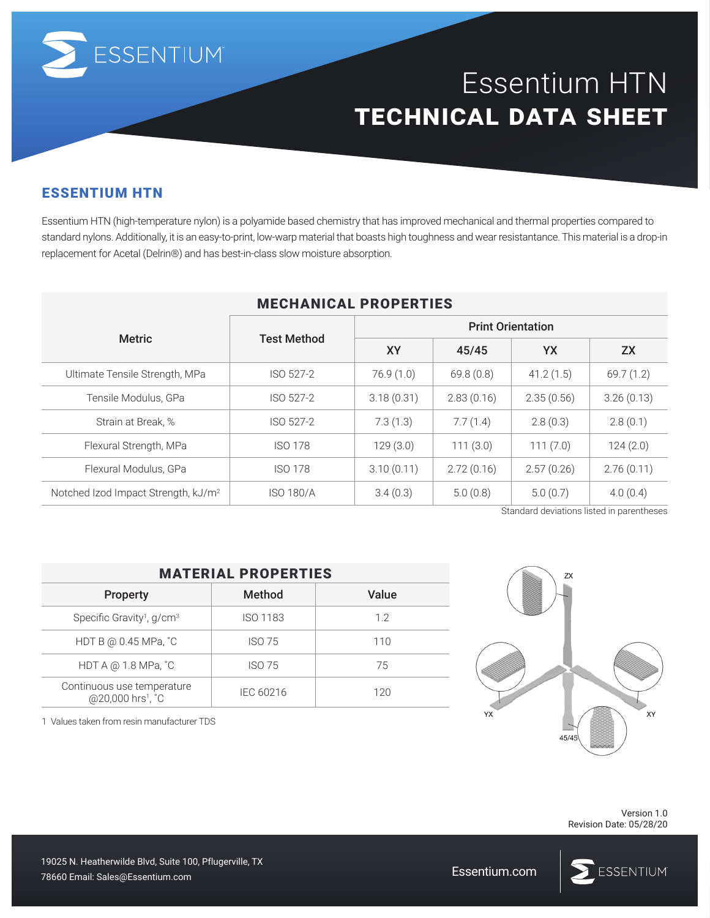# Essentium HTN
# TECHNICAL DATA SHEET

## ESSENTIUM HTN

Essentium HTN (high-temperature nylon) is a polyamide based chemistry that has improved mechanical and thermal properties compared to standard nylons. Additionally, it is an easy-to-print, low-warp material that boasts high toughness and wear resistantance. This material is a drop-in replacement for Acetal (Delrin®) and has best-in-class slow moisture absorption.

### MECHANICAL PROPERTIES

| Metric | Test Method | Print Orientation | | | |
|---|---|---|---|---|---|
| | | XY | 45/45 | YX | ZX |
| Ultimate Tensile Strength, MPa | ISO 527-2 | 76.9 (1.0) | 69.8 (0.8) | 41.2 (1.5) | 69.7 (1.2) |
| Tensile Modulus, GPa | ISO 527-2 | 3.18 (0.31) | 2.83 (0.16) | 2.35 (0.56) | 3.26 (0.13) |
| Strain at Break, % | ISO 527-2 | 7.3 (1.3) | 7.7 (1.4) | 2.8 (0.3) | 2.8 (0.1) |
| Flexural Strength, MPa | ISO 178 | 129 (3.0) | 111 (3.0) | 111 (7.0) | 124 (2.0) |
| Flexural Modulus, GPa | ISO 178 | 3.10 (0.11) | 2.72 (0.16) | 2.57 (0.26) | 2.76 (0.11) |
| Notched Izod Impact Strength, kJ/m$^2$ | ISO 180/A | 3.4 (0.3) | 5.0 (0.8) | 5.0 (0.7) | 4.0 (0.4) |

Standard deviations listed in parentheses

### MATERIAL PROPERTIES

| Property | Method | Value |
|---|---|---|
| Specific Gravity[1], g/cm$^3$ | ISO 1183 | 1.2 |
| HDT B @ 0.45 MPa, ˚C | ISO 75 | 110 |
| HDT A @ 1.8 MPa, ˚C | ISO 75 | 75 |
| Continuous use temperature @20,000 hrs[1], ˚C | IEC 60216 | 120 |

1 Values taken from resin manufacturer TDS

ZX

YX

XY

45/45

Version 1.0
Revision Date: 05/28/20

19025 N. Heatherwilde Blvd, Suite 100, Pflugerville, TX 78660 Email: Sales@Essentium.com

Essentium.com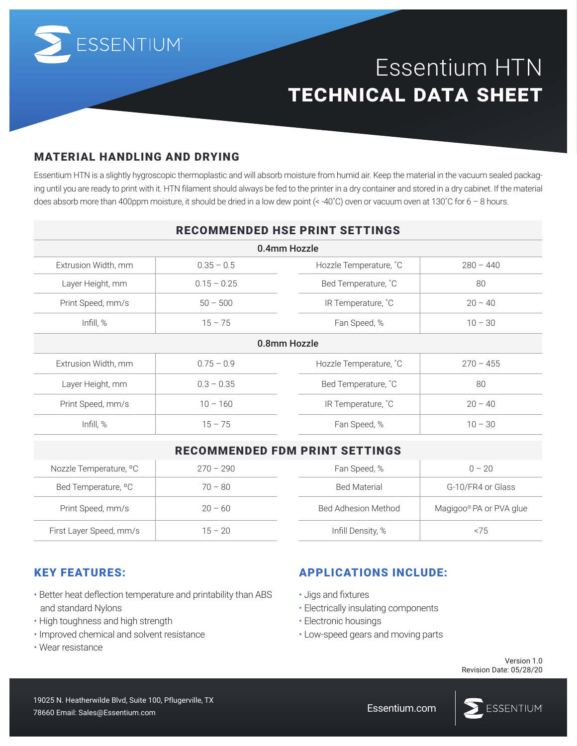# Essentium HTN
# TECHNICAL DATA SHEET

## MATERIAL HANDLING AND DRYING

Essentium HTN is a slightly hygroscopic thermoplastic and will absorb moisture from humid air. Keep the material in the vacuum sealed packaging until you are ready to print with it. HTN filament should always be fed to the printer in a dry container and stored in a dry cabinet. If the material does absorb more than 400ppm moisture, it should be dried in a low dew point (< -40˚C) oven or vacuum oven at 130˚C for 6 – 8 hours.

## RECOMMENDED HSE PRINT SETTINGS

| 0.4mm Hozzle | | | |
|---|---|---|---|
| Extrusion Width, mm | 0.35 – 0.5 | Hozzle Temperature, ˚C | 280 – 440 |
| Layer Height, mm | 0.15 – 0.25 | Bed Temperature, ˚C | 80 |
| Print Speed, mm/s | 50 – 500 | IR Temperature, ˚C | 20 – 40 |
| Infill, % | 15 – 75 | Fan Speed, % | 10 – 30 |
| **0.8mm Hozzle** | | | |
| Extrusion Width, mm | 0.75 – 0.9 | Hozzle Temperature, ˚C | 270 – 455 |
| Layer Height, mm | 0.3 – 0.35 | Bed Temperature, ˚C | 80 |
| Print Speed, mm/s | 10 – 160 | IR Temperature, ˚C | 20 – 40 |
| Infill, % | 15 – 75 | Fan Speed, % | 10 – 30 |

## RECOMMENDED FDM PRINT SETTINGS

| | | | |
|---|---|---|---|
| Nozzle Temperature, °C | 270 – 290 | Fan Speed, % | 0 – 20 |
| Bed Temperature, °C | 70 – 80 | Bed Material | G-10/FR4 or Glass |
| Print Speed, mm/s | 20 – 60 | Bed Adhesion Method | Magigoo® PA or PVA glue |
| First Layer Speed, mm/s | 15 – 20 | Infill Density, % | <75 |

## KEY FEATURES:

- Better heat deflection temperature and printability than ABS and standard Nylons
- High toughness and high strength
- Improved chemical and solvent resistance
- Wear resistance

## APPLICATIONS INCLUDE:

- Jigs and fixtures
- Electrically insulating components
- Electronic housings
- Low-speed gears and moving parts

Version 1.0
Revision Date: 05/28/20

19025 N. Heatherwilde Blvd, Suite 100, Pflugerville, TX 78660 Email: Sales@Essentium.com

Essentium.com